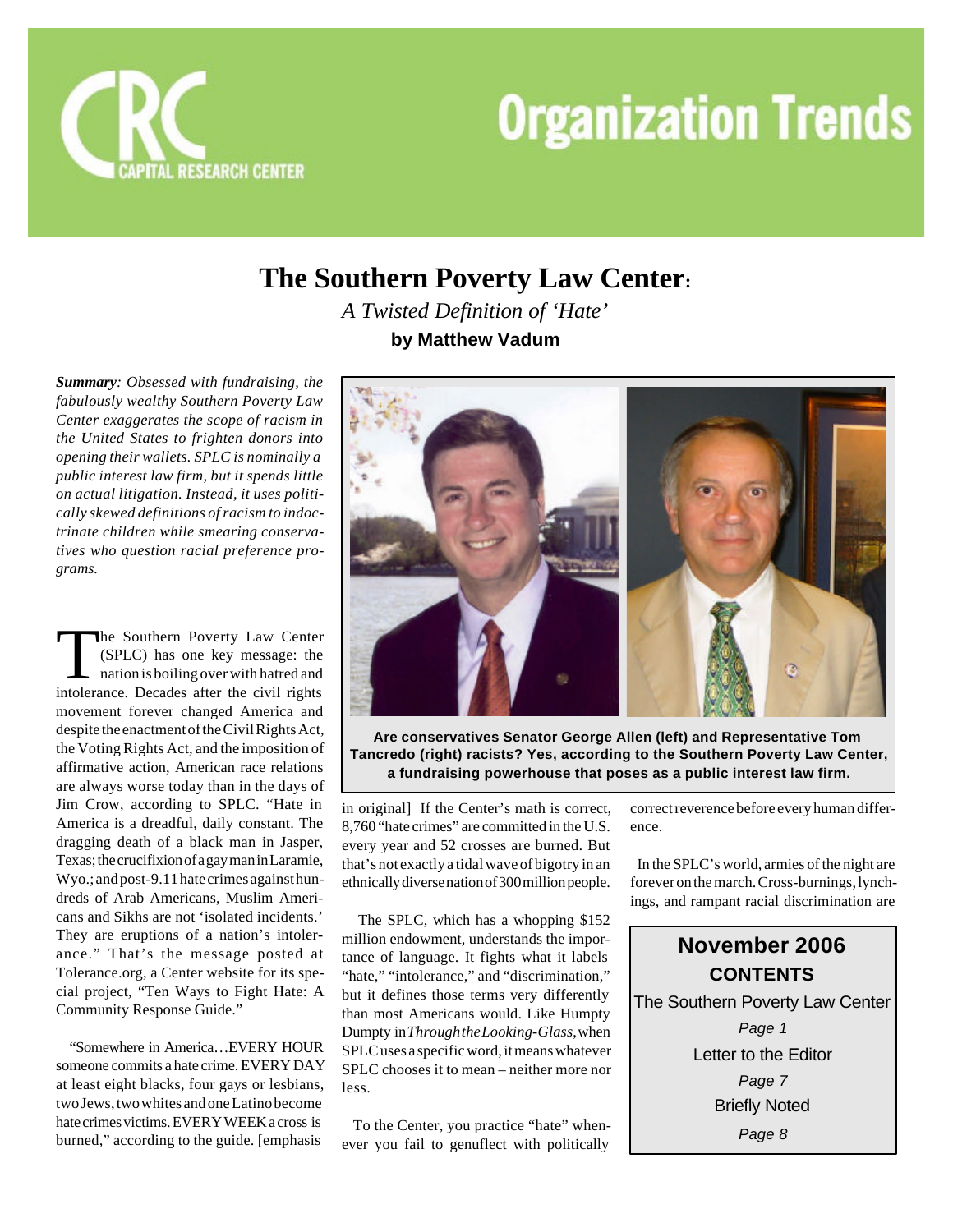# Organization Trends

CAPITAL RESEARCH CENTER

## The Southern Poverty Law Center:

*A Twisted Definition of 'Hate'*

**by Matthew Vadum**

***Summary**: Obsessed with fundraising, the fabulously wealthy Southern Poverty Law Center exaggerates the scope of racism in the United States to frighten donors into opening their wallets. SPLC is nominally a public interest law firm, but it spends little on actual litigation. Instead, it uses politically skewed definitions of racism to indoctrinate children while smearing conservatives who question racial preference programs.*

The Southern Poverty Law Center (SPLC) has one key message: the nation is boiling over with hatred and intolerance. Decades after the civil rights movement forever changed America and despite the enactment of the Civil Rights Act, the Voting Rights Act, and the imposition of affirmative action, American race relations are always worse today than in the days of Jim Crow, according to SPLC. "Hate in America is a dreadful, daily constant. The dragging death of a black man in Jasper, Texas; the crucifixion of a gay man in Laramie, Wyo.; and post-9.11 hate crimes against hundreds of Arab Americans, Muslim Americans and Sikhs are not 'isolated incidents.' They are eruptions of a nation's intolerance." That's the message posted at Tolerance.org, a Center website for its special project, "Ten Ways to Fight Hate: A Community Response Guide."

"Somewhere in America…EVERY HOUR someone commits a hate crime. EVERY DAY at least eight blacks, four gays or lesbians, two Jews, two whites and one Latino become hate crimes victims. EVERY WEEK a cross is burned," according to the guide. [emphasis in original] If the Center's math is correct, 8,760 "hate crimes" are committed in the U.S. every year and 52 crosses are burned. But that's not exactly a tidal wave of bigotry in an ethnically diverse nation of 300 million people.

The SPLC, which has a whopping $152 million endowment, understands the importance of language. It fights what it labels "hate," "intolerance," and "discrimination," but it defines those terms very differently than most Americans would. Like Humpty Dumpty in *Through the Looking-Glass*, when SPLC uses a specific word, it means whatever SPLC chooses it to mean – neither more nor less.

To the Center, you practice "hate" whenever you fail to genuflect with politically correct reverence before every human difference.

In the SPLC's world, armies of the night are forever on the march. Cross-burnings, lynchings, and rampant racial discrimination are

**Are conservatives Senator George Allen (left) and Representative Tom Tancredo (right) racists? Yes, according to the Southern Poverty Law Center, a fundraising powerhouse that poses as a public interest law firm.**

**November 2006**

**CONTENTS**

The Southern Poverty Law Center
*Page 1*

Letter to the Editor
*Page 7*

Briefly Noted
*Page 8*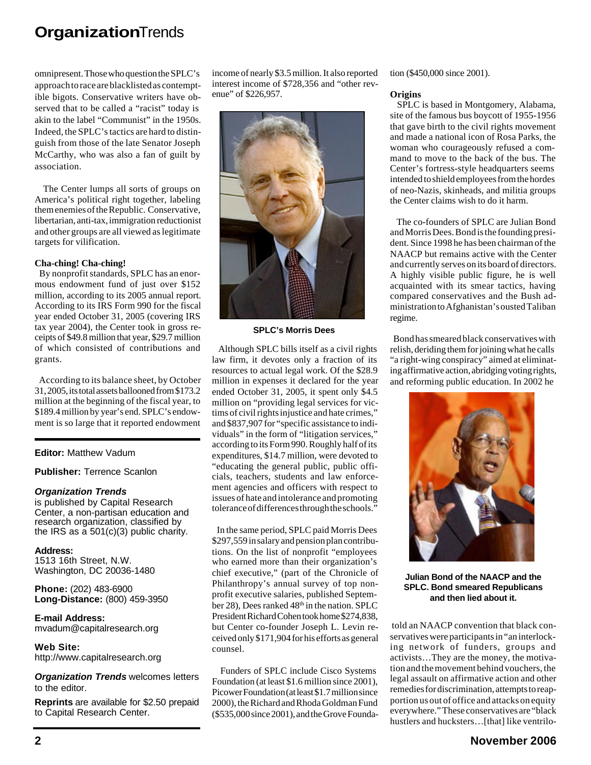omnipresent. Those who question the SPLC's approach to race are blacklisted as contemptible bigots. Conservative writers have observed that to be called a "racist" today is akin to the label "Communist" in the 1950s. Indeed, the SPLC's tactics are hard to distinguish from those of the late Senator Joseph McCarthy, who was also a fan of guilt by association.

The Center lumps all sorts of groups on America's political right together, labeling them enemies of the Republic. Conservative, libertarian, anti-tax, immigration reductionist and other groups are all viewed as legitimate targets for vilification.

**Cha-ching! Cha-ching!**

By nonprofit standards, SPLC has an enormous endowment fund of just over $152 million, according to its 2005 annual report. According to its IRS Form 990 for the fiscal year ended October 31, 2005 (covering IRS tax year 2004), the Center took in gross receipts of $49.8 million that year, $29.7 million of which consisted of contributions and grants.

According to its balance sheet, by October 31, 2005, its total assets ballooned from $173.2 million at the beginning of the fiscal year, to $189.4 million by year's end. SPLC's endowment is so large that it reported endowment income of nearly $3.5 million. It also reported interest income of $728,356 and "other revenue" of $226,957.

**SPLC's Morris Dees**

Although SPLC bills itself as a civil rights law firm, it devotes only a fraction of its resources to actual legal work. Of the $28.9 million in expenses it declared for the year ended October 31, 2005, it spent only $4.5 million on "providing legal services for victims of civil rights injustice and hate crimes," and $837,907 for "specific assistance to individuals" in the form of "litigation services," according to its Form 990. Roughly half of its expenditures, $14.7 million, were devoted to "educating the general public, public officials, teachers, students and law enforcement agencies and officers with respect to issues of hate and intolerance and promoting tolerance of differences through the schools."

In the same period, SPLC paid Morris Dees $297,559 in salary and pension plan contributions. On the list of nonprofit "employees who earned more than their organization's chief executive," (part of the Chronicle of Philanthropy's annual survey of top nonprofit executive salaries, published September 28), Dees ranked 48th in the nation. SPLC President Richard Cohen took home $274,838, but Center co-founder Joseph L. Levin received only $171,904 for his efforts as general counsel.

Funders of SPLC include Cisco Systems Foundation (at least $1.6 million since 2001), Picower Foundation (at least $1.7 million since 2000), the Richard and Rhoda Goldman Fund ($535,000 since 2001), and the Grove Foundation ($450,000 since 2001).

**Origins**

SPLC is based in Montgomery, Alabama, site of the famous bus boycott of 1955-1956 that gave birth to the civil rights movement and made a national icon of Rosa Parks, the woman who courageously refused a command to move to the back of the bus. The Center's fortress-style headquarters seems intended to shield employees from the hordes of neo-Nazis, skinheads, and militia groups the Center claims wish to do it harm.

The co-founders of SPLC are Julian Bond and Morris Dees. Bond is the founding president. Since 1998 he has been chairman of the NAACP but remains active with the Center and currently serves on its board of directors. A highly visible public figure, he is well acquainted with its smear tactics, having compared conservatives and the Bush administration to Afghanistan's ousted Taliban regime.

Bond has smeared black conservatives with relish, deriding them for joining what he calls "a right-wing conspiracy" aimed at eliminating affirmative action, abridging voting rights, and reforming public education. In 2002 he told an NAACP convention that black conservatives were participants in "an interlocking network of funders, groups and activists…They are the money, the motivation and the movement behind vouchers, the legal assault on affirmative action and other remedies for discrimination, attempts to reapportion us out of office and attacks on equity everywhere." These conservatives are "black hustlers and hucksters…[that] like ventrilo-

**Julian Bond of the NAACP and the SPLC. Bond smeared Republicans and then lied about it.**

---

**Editor:** Matthew Vadum

**Publisher:** Terrence Scanlon

***Organization Trends*** is published by Capital Research Center, a non-partisan education and research organization, classified by the IRS as a 501(c)(3) public charity.

**Address:**
1513 16th Street, N.W.
Washington, DC 20036-1480

**Phone:** (202) 483-6900
**Long-Distance:** (800) 459-3950

**E-mail Address:**
mvadum@capitalresearch.org

**Web Site:**
http://www.capitalresearch.org

***Organization Trends*** welcomes letters to the editor.

**Reprints** are available for $2.50 prepaid to Capital Research Center.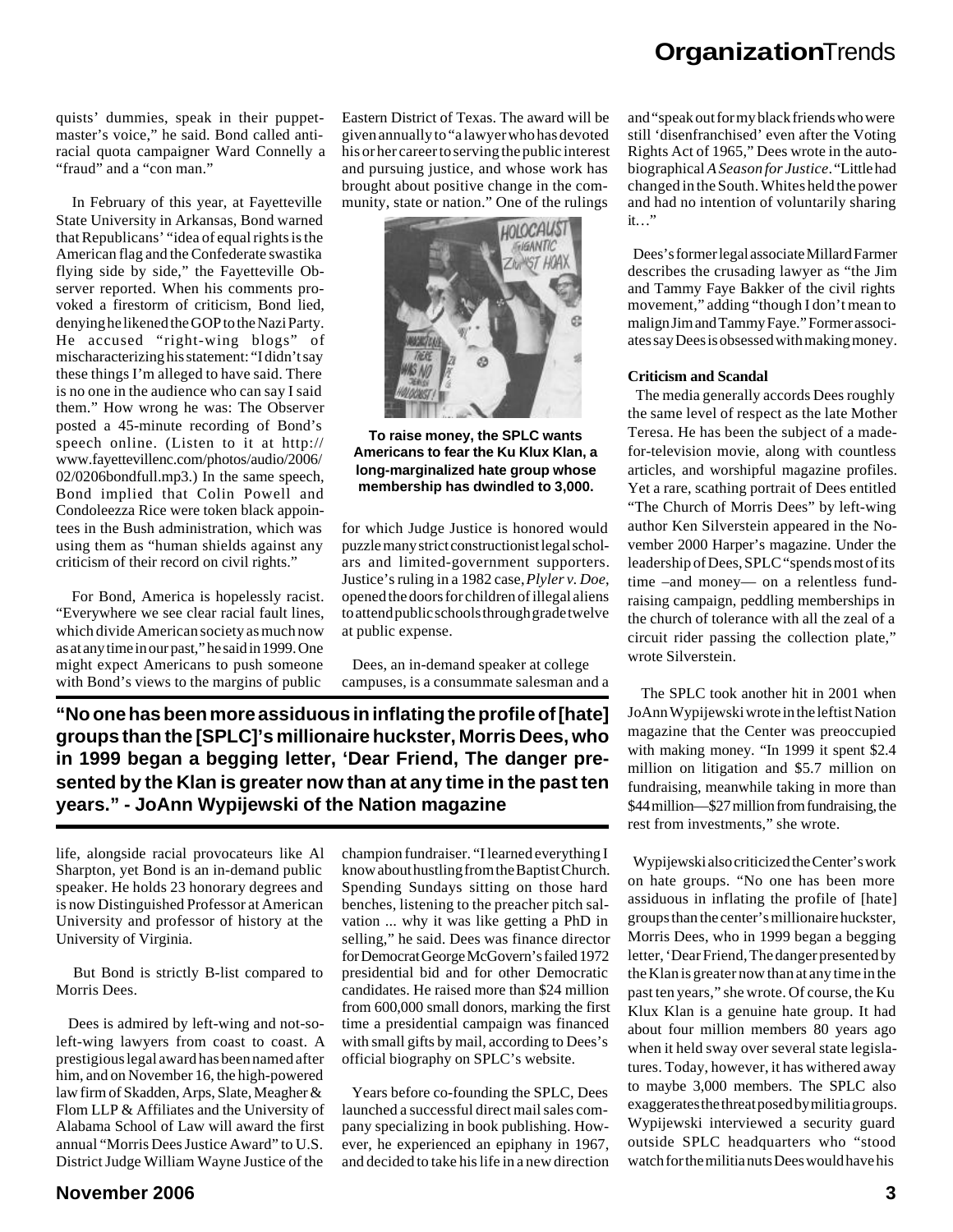quists' dummies, speak in their puppetmaster's voice," he said. Bond called anti-racial quota campaigner Ward Connelly a "fraud" and a "con man."

In February of this year, at Fayetteville State University in Arkansas, Bond warned that Republicans' "idea of equal rights is the American flag and the Confederate swastika flying side by side," the Fayetteville Observer reported. When his comments provoked a firestorm of criticism, Bond lied, denying he likened the GOP to the Nazi Party. He accused "right-wing blogs" of mischaracterizing his statement: "I didn't say these things I'm alleged to have said. There is no one in the audience who can say I said them." How wrong he was: The Observer posted a 45-minute recording of Bond's speech online. (Listen to it at http://www.fayettevillenc.com/photos/audio/2006/02/0206bondfull.mp3.) In the same speech, Bond implied that Colin Powell and Condoleezza Rice were token black appointees in the Bush administration, which was using them as "human shields against any criticism of their record on civil rights."

For Bond, America is hopelessly racist. "Everywhere we see clear racial fault lines, which divide American society as much now as at any time in our past," he said in 1999. One might expect Americans to push someone with Bond's views to the margins of public life, alongside racial provocateurs like Al Sharpton, yet Bond is an in-demand public speaker. He holds 23 honorary degrees and is now Distinguished Professor at American University and professor of history at the University of Virginia.

But Bond is strictly B-list compared to Morris Dees.

Dees is admired by left-wing and not-so-left-wing lawyers from coast to coast. A prestigious legal award has been named after him, and on November 16, the high-powered law firm of Skadden, Arps, Slate, Meagher & Flom LLP & Affiliates and the University of Alabama School of Law will award the first annual "Morris Dees Justice Award" to U.S. District Judge William Wayne Justice of the Eastern District of Texas. The award will be given annually to "a lawyer who has devoted his or her career to serving the public interest and pursuing justice, and whose work has brought about positive change in the community, state or nation." One of the rulings for which Judge Justice is honored would puzzle many strict constructionist legal scholars and limited-government supporters. Justice's ruling in a 1982 case, *Plyler v. Doe*, opened the doors for children of illegal aliens to attend public schools through grade twelve at public expense.

**To raise money, the SPLC wants Americans to fear the Ku Klux Klan, a long-marginalized hate group whose membership has dwindled to 3,000.**

Dees, an in-demand speaker at college campuses, is a consummate salesman and a champion fundraiser. "I learned everything I know about hustling from the Baptist Church. Spending Sundays sitting on those hard benches, listening to the preacher pitch salvation ... why it was like getting a PhD in selling," he said. Dees was finance director for Democrat George McGovern's failed 1972 presidential bid and for other Democratic candidates. He raised more than $24 million from 600,000 small donors, marking the first time a presidential campaign was financed with small gifts by mail, according to Dees's official biography on SPLC's website.

Years before co-founding the SPLC, Dees launched a successful direct mail sales company specializing in book publishing. However, he experienced an epiphany in 1967, and decided to take his life in a new direction and "speak out for my black friends who were still 'disenfranchised' even after the Voting Rights Act of 1965," Dees wrote in the autobiographical *A Season for Justice*. "Little had changed in the South. Whites held the power and had no intention of voluntarily sharing it…"

Dees's former legal associate Millard Farmer describes the crusading lawyer as "the Jim and Tammy Faye Bakker of the civil rights movement," adding "though I don't mean to malign Jim and Tammy Faye." Former associates say Dees is obsessed with making money.

**"No one has been more assiduous in inflating the profile of [hate] groups than the [SPLC]'s millionaire huckster, Morris Dees, who in 1999 began a begging letter, 'Dear Friend, The danger presented by the Klan is greater now than at any time in the past ten years." - JoAnn Wypijewski of the Nation magazine**

**Criticism and Scandal**

The media generally accords Dees roughly the same level of respect as the late Mother Teresa. He has been the subject of a made-for-television movie, along with countless articles, and worshipful magazine profiles. Yet a rare, scathing portrait of Dees entitled "The Church of Morris Dees" by left-wing author Ken Silverstein appeared in the November 2000 Harper's magazine. Under the leadership of Dees, SPLC "spends most of its time –and money— on a relentless fundraising campaign, peddling memberships in the church of tolerance with all the zeal of a circuit rider passing the collection plate," wrote Silverstein.

The SPLC took another hit in 2001 when JoAnn Wypijewski wrote in the leftist Nation magazine that the Center was preoccupied with making money. "In 1999 it spent $2.4 million on litigation and $5.7 million on fundraising, meanwhile taking in more than $44 million—$27 million from fundraising, the rest from investments," she wrote.

Wypijewski also criticized the Center's work on hate groups. "No one has been more assiduous in inflating the profile of [hate] groups than the center's millionaire huckster, Morris Dees, who in 1999 began a begging letter, 'Dear Friend, The danger presented by the Klan is greater now than at any time in the past ten years," she wrote. Of course, the Ku Klux Klan is a genuine hate group. It had about four million members 80 years ago when it held sway over several state legislatures. Today, however, it has withered away to maybe 3,000 members. The SPLC also exaggerates the threat posed by militia groups. Wypijewski interviewed a security guard outside SPLC headquarters who "stood watch for the militia nuts Dees would have his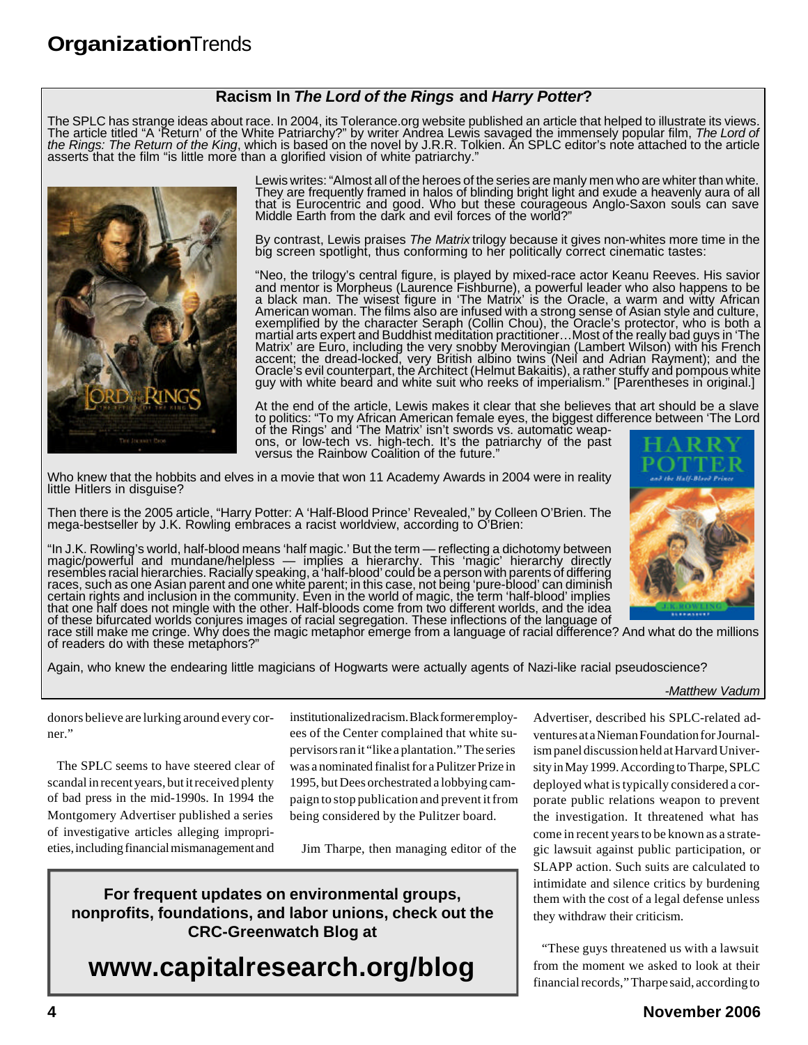## Racism In *The Lord of the Rings* and *Harry Potter*?

The SPLC has strange ideas about race. In 2004, its Tolerance.org website published an article that helped to illustrate its views. The article titled "A 'Return' of the White Patriarchy?" by writer Andrea Lewis savaged the immensely popular film, *The Lord of the Rings: The Return of the King*, which is based on the novel by J.R.R. Tolkien. An SPLC editor's note attached to the article asserts that the film "is little more than a glorified vision of white patriarchy."

Lewis writes: "Almost all of the heroes of the series are manly men who are whiter than white. They are frequently framed in halos of blinding bright light and exude a heavenly aura of all that is Eurocentric and good. Who but these courageous Anglo-Saxon souls can save Middle Earth from the dark and evil forces of the world?"

By contrast, Lewis praises *The Matrix* trilogy because it gives non-whites more time in the big screen spotlight, thus conforming to her politically correct cinematic tastes:

"Neo, the trilogy's central figure, is played by mixed-race actor Keanu Reeves. His savior and mentor is Morpheus (Laurence Fishburne), a powerful leader who also happens to be a black man. The wisest figure in 'The Matrix' is the Oracle, a warm and witty African American woman. The films also are infused with a strong sense of Asian style and culture, exemplified by the character Seraph (Collin Chou), the Oracle's protector, who is both a martial arts expert and Buddhist meditation practitioner…Most of the really bad guys in 'The Matrix' are Euro, including the very snobby Merovingian (Lambert Wilson) with his French accent; the dread-locked, very British albino twins (Neil and Adrian Rayment); and the Oracle's evil counterpart, the Architect (Helmut Bakaitis), a rather stuffy and pompous white guy with white beard and white suit who reeks of imperialism." [Parentheses in original.]

At the end of the article, Lewis makes it clear that she believes that art should be a slave to politics: "To my African American female eyes, the biggest difference between 'The Lord of the Rings' and 'The Matrix' isn't swords vs. automatic weapons, or low-tech vs. high-tech. It's the patriarchy of the past versus the Rainbow Coalition of the future."

Who knew that the hobbits and elves in a movie that won 11 Academy Awards in 2004 were in reality little Hitlers in disguise?

Then there is the 2005 article, "Harry Potter: A 'Half-Blood Prince' Revealed," by Colleen O'Brien. The mega-bestseller by J.K. Rowling embraces a racist worldview, according to O'Brien:

"In J.K. Rowling's world, half-blood means 'half magic.' But the term — reflecting a dichotomy between magic/powerful and mundane/helpless — implies a hierarchy. This 'magic' hierarchy directly resembles racial hierarchies. Racially speaking, a 'half-blood' could be a person with parents of differing races, such as one Asian parent and one white parent; in this case, not being 'pure-blood' can diminish certain rights and inclusion in the community. Even in the world of magic, the term 'half-blood' implies that one half does not mingle with the other. Half-bloods come from two different worlds, and the idea of these bifurcated worlds conjures images of racial segregation. These inflections of the language of race still make me cringe. Why does the magic metaphor emerge from a language of racial difference? And what do the millions of readers do with these metaphors?"

Again, who knew the endearing little magicians of Hogwarts were actually agents of Nazi-like racial pseudoscience?

*-Matthew Vadum*

---

donors believe are lurking around every corner."

The SPLC seems to have steered clear of scandal in recent years, but it received plenty of bad press in the mid-1990s. In 1994 the Montgomery Advertiser published a series of investigative articles alleging improprieties, including financial mismanagement and institutionalized racism. Black former employees of the Center complained that white supervisors ran it "like a plantation." The series was a nominated finalist for a Pulitzer Prize in 1995, but Dees orchestrated a lobbying campaign to stop publication and prevent it from being considered by the Pulitzer board.

Jim Tharpe, then managing editor of the Advertiser, described his SPLC-related adventures at a Nieman Foundation for Journalism panel discussion held at Harvard University in May 1999. According to Tharpe, SPLC deployed what is typically considered a corporate public relations weapon to prevent the investigation. It threatened what has come in recent years to be known as a strategic lawsuit against public participation, or SLAPP action. Such suits are calculated to intimidate and silence critics by burdening them with the cost of a legal defense unless they withdraw their criticism.

"These guys threatened us with a lawsuit from the moment we asked to look at their financial records," Tharpe said, according to

---

**For frequent updates on environmental groups, nonprofits, foundations, and labor unions, check out the CRC-Greenwatch Blog at**

# www.capitalresearch.org/blog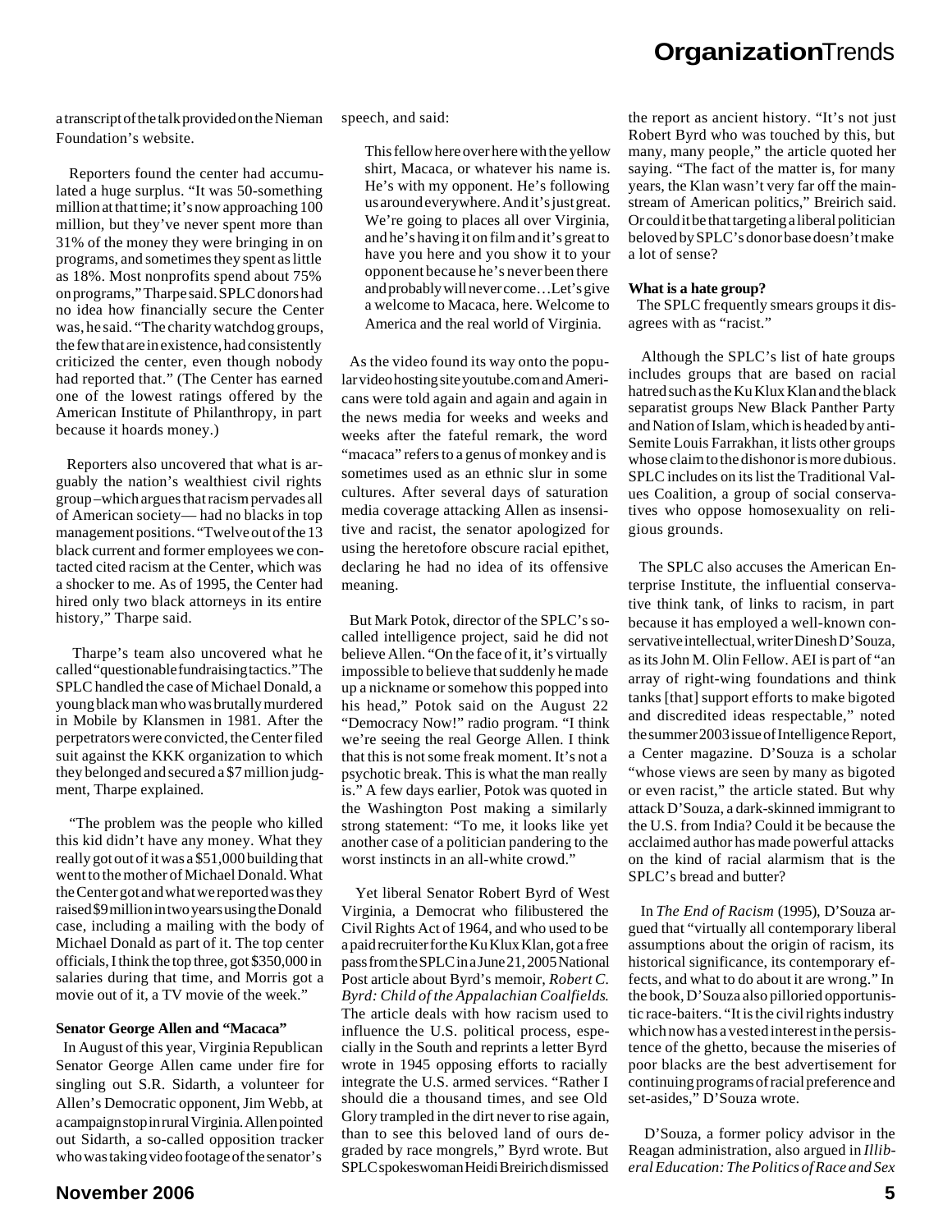a transcript of the talk provided on the Nieman Foundation's website.

Reporters found the center had accumulated a huge surplus. "It was 50-something million at that time; it's now approaching 100 million, but they've never spent more than 31% of the money they were bringing in on programs, and sometimes they spent as little as 18%. Most nonprofits spend about 75% on programs," Tharpe said. SPLC donors had no idea how financially secure the Center was, he said. "The charity watchdog groups, the few that are in existence, had consistently criticized the center, even though nobody had reported that." (The Center has earned one of the lowest ratings offered by the American Institute of Philanthropy, in part because it hoards money.)

Reporters also uncovered that what is arguably the nation's wealthiest civil rights group –which argues that racism pervades all of American society— had no blacks in top management positions. "Twelve out of the 13 black current and former employees we contacted cited racism at the Center, which was a shocker to me. As of 1995, the Center had hired only two black attorneys in its entire history," Tharpe said.

Tharpe's team also uncovered what he called "questionable fundraising tactics." The SPLC handled the case of Michael Donald, a young black man who was brutally murdered in Mobile by Klansmen in 1981. After the perpetrators were convicted, the Center filed suit against the KKK organization to which they belonged and secured a $7 million judgment, Tharpe explained.

"The problem was the people who killed this kid didn't have any money. What they really got out of it was a $51,000 building that went to the mother of Michael Donald. What the Center got and what we reported was they raised $9 million in two years using the Donald case, including a mailing with the body of Michael Donald as part of it. The top center officials, I think the top three, got $350,000 in salaries during that time, and Morris got a movie out of it, a TV movie of the week."

**Senator George Allen and "Macaca"**

In August of this year, Virginia Republican Senator George Allen came under fire for singling out S.R. Sidarth, a volunteer for Allen's Democratic opponent, Jim Webb, at a campaign stop in rural Virginia. Allen pointed out Sidarth, a so-called opposition tracker who was taking video footage of the senator's speech, and said:

> This fellow here over here with the yellow shirt, Macaca, or whatever his name is. He's with my opponent. He's following us around everywhere. And it's just great. We're going to places all over Virginia, and he's having it on film and it's great to have you here and you show it to your opponent because he's never been there and probably will never come…Let's give a welcome to Macaca, here. Welcome to America and the real world of Virginia.

As the video found its way onto the popular video hosting site youtube.com and Americans were told again and again and again in the news media for weeks and weeks and weeks after the fateful remark, the word "macaca" refers to a genus of monkey and is sometimes used as an ethnic slur in some cultures. After several days of saturation media coverage attacking Allen as insensitive and racist, the senator apologized for using the heretofore obscure racial epithet, declaring he had no idea of its offensive meaning.

But Mark Potok, director of the SPLC's so-called intelligence project, said he did not believe Allen. "On the face of it, it's virtually impossible to believe that suddenly he made up a nickname or somehow this popped into his head," Potok said on the August 22 "Democracy Now!" radio program. "I think we're seeing the real George Allen. I think that this is not some freak moment. It's not a psychotic break. This is what the man really is." A few days earlier, Potok was quoted in the Washington Post making a similarly strong statement: "To me, it looks like yet another case of a politician pandering to the worst instincts in an all-white crowd."

Yet liberal Senator Robert Byrd of West Virginia, a Democrat who filibustered the Civil Rights Act of 1964, and who used to be a paid recruiter for the Ku Klux Klan, got a free pass from the SPLC in a June 21, 2005 National Post article about Byrd's memoir, *Robert C. Byrd: Child of the Appalachian Coalfields*. The article deals with how racism used to influence the U.S. political process, especially in the South and reprints a letter Byrd wrote in 1945 opposing efforts to racially integrate the U.S. armed services. "Rather I should die a thousand times, and see Old Glory trampled in the dirt never to rise again, than to see this beloved land of ours degraded by race mongrels," Byrd wrote. But SPLC spokeswoman Heidi Breirich dismissed the report as ancient history. "It's not just Robert Byrd who was touched by this, but many, many people," the article quoted her saying. "The fact of the matter is, for many years, the Klan wasn't very far off the mainstream of American politics," Breirich said. Or could it be that targeting a liberal politician beloved by SPLC's donor base doesn't make a lot of sense?

**What is a hate group?**

The SPLC frequently smears groups it disagrees with as "racist."

Although the SPLC's list of hate groups includes groups that are based on racial hatred such as the Ku Klux Klan and the black separatist groups New Black Panther Party and Nation of Islam, which is headed by anti-Semite Louis Farrakhan, it lists other groups whose claim to the dishonor is more dubious. SPLC includes on its list the Traditional Values Coalition, a group of social conservatives who oppose homosexuality on religious grounds.

The SPLC also accuses the American Enterprise Institute, the influential conservative think tank, of links to racism, in part because it has employed a well-known conservative intellectual, writer Dinesh D'Souza, as its John M. Olin Fellow. AEI is part of "an array of right-wing foundations and think tanks [that] support efforts to make bigoted and discredited ideas respectable," noted the summer 2003 issue of Intelligence Report, a Center magazine. D'Souza is a scholar "whose views are seen by many as bigoted or even racist," the article stated. But why attack D'Souza, a dark-skinned immigrant to the U.S. from India? Could it be because the acclaimed author has made powerful attacks on the kind of racial alarmism that is the SPLC's bread and butter?

In *The End of Racism* (1995), D'Souza argued that "virtually all contemporary liberal assumptions about the origin of racism, its historical significance, its contemporary effects, and what to do about it are wrong." In the book, D'Souza also pilloried opportunistic race-baiters. "It is the civil rights industry which now has a vested interest in the persistence of the ghetto, because the miseries of poor blacks are the best advertisement for continuing programs of racial preference and set-asides," D'Souza wrote.

D'Souza, a former policy advisor in the Reagan administration, also argued in *Illiberal Education: The Politics of Race and Sex*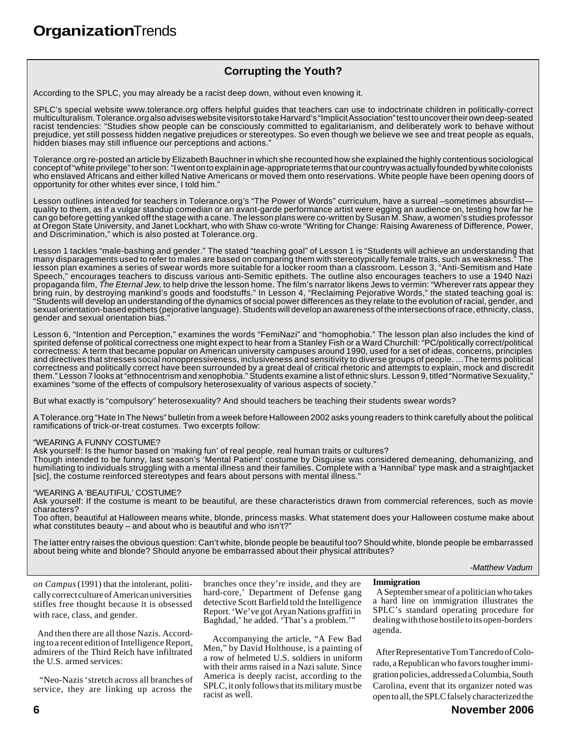## Corrupting the Youth?

According to the SPLC, you may already be a racist deep down, without even knowing it.

SPLC's special website www.tolerance.org offers helpful guides that teachers can use to indoctrinate children in politically-correct multiculturalism. Tolerance.org also advises website visitors to take Harvard's "Implicit Association" test to uncover their own deep-seated racist tendencies: "Studies show people can be consciously committed to egalitarianism, and deliberately work to behave without prejudice, yet still possess hidden negative prejudices or stereotypes. So even though we believe we see and treat people as equals, hidden biases may still influence our perceptions and actions."

Tolerance.org re-posted an article by Elizabeth Bauchner in which she recounted how she explained the highly contentious sociological concept of "white privilege" to her son: "I went on to explain in age-appropriate terms that our country was actually founded by white colonists who enslaved Africans and either killed Native Americans or moved them onto reservations. White people have been opening doors of opportunity for other whites ever since, I told him."

Lesson outlines intended for teachers in Tolerance.org's "The Power of Words" curriculum, have a surreal –sometimes absurdist— quality to them, as if a vulgar standup comedian or an avant-garde performance artist were egging an audience on, testing how far he can go before getting yanked off the stage with a cane. The lesson plans were co-written by Susan M. Shaw, a women's studies professor at Oregon State University, and Janet Lockhart, who with Shaw co-wrote "Writing for Change: Raising Awareness of Difference, Power, and Discrimination," which is also posted at Tolerance.org.

Lesson 1 tackles "male-bashing and gender." The stated "teaching goal" of Lesson 1 is "Students will achieve an understanding that many disparagements used to refer to males are based on comparing them with stereotypically female traits, such as weakness." The lesson plan examines a series of swear words more suitable for a locker room than a classroom. Lesson 3, "Anti-Semitism and Hate Speech," encourages teachers to discuss various anti-Semitic epithets. The outline also encourages teachers to use a 1940 Nazi propaganda film, *The Eternal Jew*, to help drive the lesson home. The film's narrator likens Jews to vermin: "Wherever rats appear they bring ruin, by destroying mankind's goods and foodstuffs." In Lesson 4, "Reclaiming Pejorative Words," the stated teaching goal is: "Students will develop an understanding of the dynamics of social power differences as they relate to the evolution of racial, gender, and sexual orientation-based epithets (pejorative language). Students will develop an awareness of the intersections of race, ethnicity, class, gender and sexual orientation bias."

Lesson 6, "Intention and Perception," examines the words "FemiNazi" and "homophobia." The lesson plan also includes the kind of spirited defense of political correctness one might expect to hear from a Stanley Fish or a Ward Churchill: "PC/politically correct/political correctness: A term that became popular on American university campuses around 1990, used for a set of ideas, concerns, principles and directives that stresses social nonoppressiveness, inclusiveness and sensitivity to diverse groups of people. …The terms political correctness and politically correct have been surrounded by a great deal of critical rhetoric and attempts to explain, mock and discredit them." Lesson 7 looks at "ethnocentrism and xenophobia." Students examine a list of ethnic slurs. Lesson 9, titled "Normative Sexuality," examines "some of the effects of compulsory heterosexuality of various aspects of society."

But what exactly is "compulsory" heterosexuality? And should teachers be teaching their students swear words?

A Tolerance.org "Hate In The News" bulletin from a week before Halloween 2002 asks young readers to think carefully about the political ramifications of trick-or-treat costumes. Two excerpts follow:

"WEARING A FUNNY COSTUME?
Ask yourself: Is the humor based on 'making fun' of real people, real human traits or cultures?
Though intended to be funny, last season's 'Mental Patient' costume by Disguise was considered demeaning, dehumanizing, and humiliating to individuals struggling with a mental illness and their families. Complete with a 'Hannibal' type mask and a straightjacket [sic], the costume reinforced stereotypes and fears about persons with mental illness."

"WEARING A 'BEAUTIFUL' COSTUME?
Ask yourself: If the costume is meant to be beautiful, are these characteristics drawn from commercial references, such as movie characters?
Too often, beautiful at Halloween means white, blonde, princess masks. What statement does your Halloween costume make about what constitutes beauty – and about who is beautiful and who isn't?"

The latter entry raises the obvious question: Can't white, blonde people be beautiful too? Should white, blonde people be embarrassed about being white and blonde? Should anyone be embarrassed about their physical attributes?

*-Matthew Vadum*

---

*on Campus* (1991) that the intolerant, politically correct culture of American universities stifles free thought because it is obsessed with race, class, and gender.

And then there are all those Nazis. According to a recent edition of Intelligence Report, admirers of the Third Reich have infiltrated the U.S. armed services:

"Neo-Nazis 'stretch across all branches of service, they are linking up across the branches once they're inside, and they are hard-core,' Department of Defense gang detective Scott Barfield told the Intelligence Report. 'We've got Aryan Nations graffiti in Baghdad,' he added. 'That's a problem.'"

Accompanying the article, "A Few Bad Men," by David Holthouse, is a painting of a row of helmeted U.S. soldiers in uniform with their arms raised in a Nazi salute. Since America is deeply racist, according to the SPLC, it only follows that its military must be racist as well.

**Immigration**

A September smear of a politician who takes a hard line on immigration illustrates the SPLC's standard operating procedure for dealing with those hostile to its open-borders agenda.

After Representative Tom Tancredo of Colorado, a Republican who favors tougher immigration policies, addressed a Columbia, South Carolina, event that its organizer noted was open to all, the SPLC falsely characterized the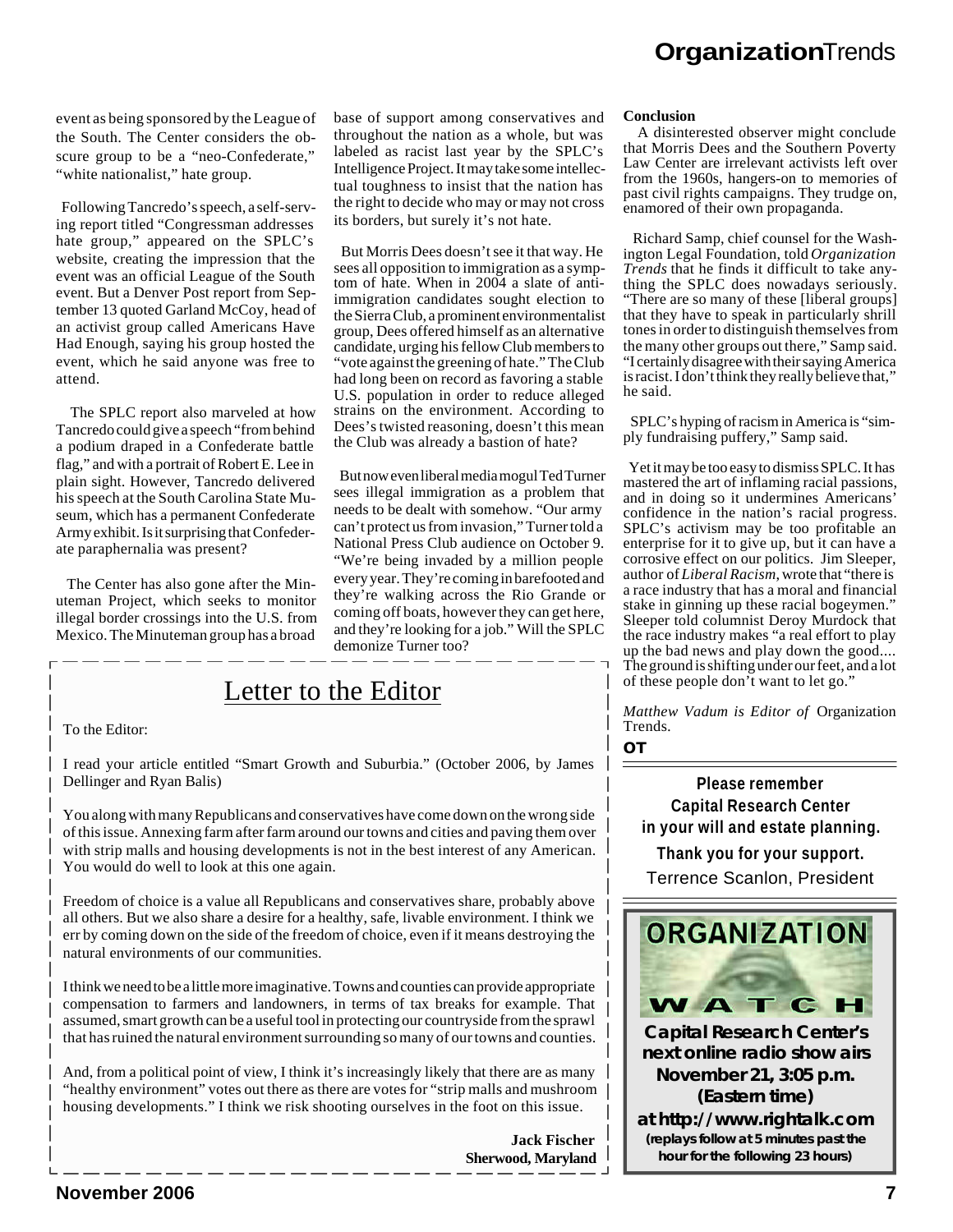event as being sponsored by the League of the South. The Center considers the obscure group to be a "neo-Confederate," "white nationalist," hate group.

Following Tancredo's speech, a self-serving report titled "Congressman addresses hate group," appeared on the SPLC's website, creating the impression that the event was an official League of the South event. But a Denver Post report from September 13 quoted Garland McCoy, head of an activist group called Americans Have Had Enough, saying his group hosted the event, which he said anyone was free to attend.

The SPLC report also marveled at how Tancredo could give a speech "from behind a podium draped in a Confederate battle flag," and with a portrait of Robert E. Lee in plain sight. However, Tancredo delivered his speech at the South Carolina State Museum, which has a permanent Confederate Army exhibit. Is it surprising that Confederate paraphernalia was present?

The Center has also gone after the Minuteman Project, which seeks to monitor illegal border crossings into the U.S. from Mexico. The Minuteman group has a broad base of support among conservatives and throughout the nation as a whole, but was labeled as racist last year by the SPLC's Intelligence Project. It may take some intellectual toughness to insist that the nation has the right to decide who may or may not cross its borders, but surely it's not hate.

But Morris Dees doesn't see it that way. He sees all opposition to immigration as a symptom of hate. When in 2004 a slate of anti-immigration candidates sought election to the Sierra Club, a prominent environmentalist group, Dees offered himself as an alternative candidate, urging his fellow Club members to "vote against the greening of hate." The Club had long been on record as favoring a stable U.S. population in order to reduce alleged strains on the environment. According to Dees's twisted reasoning, doesn't this mean the Club was already a bastion of hate?

But now even liberal media mogul Ted Turner sees illegal immigration as a problem that needs to be dealt with somehow. "Our army can't protect us from invasion," Turner told a National Press Club audience on October 9. "We're being invaded by a million people every year. They're coming in barefooted and they're walking across the Rio Grande or coming off boats, however they can get here, and they're looking for a job." Will the SPLC demonize Turner too?

**Conclusion**

A disinterested observer might conclude that Morris Dees and the Southern Poverty Law Center are irrelevant activists left over from the 1960s, hangers-on to memories of past civil rights campaigns. They trudge on, enamored of their own propaganda.

Richard Samp, chief counsel for the Washington Legal Foundation, told *Organization Trends* that he finds it difficult to take anything the SPLC does nowadays seriously. "There are so many of these [liberal groups] that they have to speak in particularly shrill tones in order to distinguish themselves from the many other groups out there," Samp said. "I certainly disagree with their saying America is racist. I don't think they really believe that," he said.

SPLC's hyping of racism in America is "simply fundraising puffery," Samp said.

Yet it may be too easy to dismiss SPLC. It has mastered the art of inflaming racial passions, and in doing so it undermines Americans' confidence in the nation's racial progress. SPLC's activism may be too profitable an enterprise for it to give up, but it can have a corrosive effect on our politics. Jim Sleeper, author of *Liberal Racism*, wrote that "there is a race industry that has a moral and financial stake in ginning up these racial bogeymen." Sleeper told columnist Deroy Murdock that the race industry makes "a real effort to play up the bad news and play down the good.... The ground is shifting under our feet, and a lot of these people don't want to let go."

*Matthew Vadum is Editor of* Organization Trends.

**OT**

## Letter to the Editor

To the Editor:

I read your article entitled "Smart Growth and Suburbia." (October 2006, by James Dellinger and Ryan Balis)

You along with many Republicans and conservatives have come down on the wrong side of this issue. Annexing farm after farm around our towns and cities and paving them over with strip malls and housing developments is not in the best interest of any American. You would do well to look at this one again.

Freedom of choice is a value all Republicans and conservatives share, probably above all others. But we also share a desire for a healthy, safe, livable environment. I think we err by coming down on the side of the freedom of choice, even if it means destroying the natural environments of our communities.

I think we need to be a little more imaginative. Towns and counties can provide appropriate compensation to farmers and landowners, in terms of tax breaks for example. That assumed, smart growth can be a useful tool in protecting our countryside from the sprawl that has ruined the natural environment surrounding so many of our towns and counties.

And, from a political point of view, I think it's increasingly likely that there are as many "healthy environment" votes out there as there are votes for "strip malls and mushroom housing developments." I think we risk shooting ourselves in the foot on this issue.

**Jack Fischer**
**Sherwood, Maryland**

**Please remember Capital Research Center in your will and estate planning.**

**Thank you for your support.**

Terrence Scanlon, President

**ORGANIZATION WATCH**

**Capital Research Center's next online radio show airs November 21, 3:05 p.m. (Eastern time) at http://www.rightalk.com**

**(replays follow at 5 minutes past the hour for the following 23 hours)**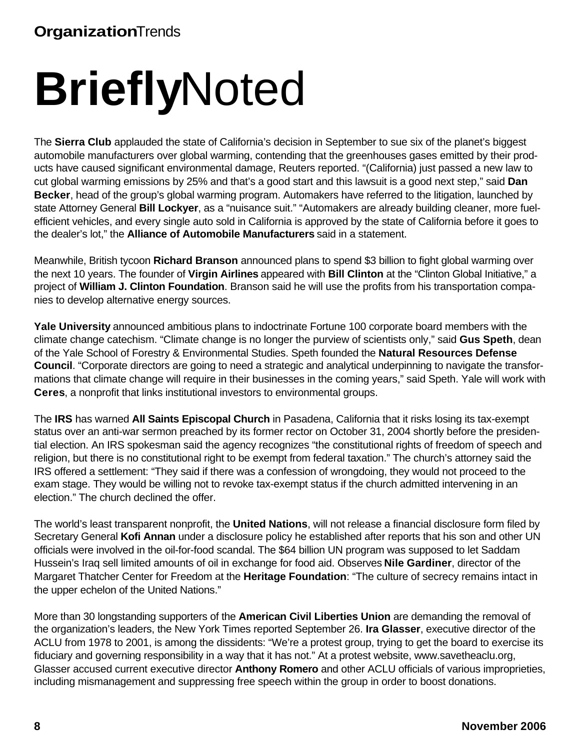# **Briefly**Noted

The **Sierra Club** applauded the state of California's decision in September to sue six of the planet's biggest automobile manufacturers over global warming, contending that the greenhouses gases emitted by their products have caused significant environmental damage, Reuters reported. "(California) just passed a new law to cut global warming emissions by 25% and that's a good start and this lawsuit is a good next step," said **Dan Becker**, head of the group's global warming program. Automakers have referred to the litigation, launched by state Attorney General **Bill Lockyer**, as a "nuisance suit." "Automakers are already building cleaner, more fuel-efficient vehicles, and every single auto sold in California is approved by the state of California before it goes to the dealer's lot," the **Alliance of Automobile Manufacturers** said in a statement.

Meanwhile, British tycoon **Richard Branson** announced plans to spend $3 billion to fight global warming over the next 10 years. The founder of **Virgin Airlines** appeared with **Bill Clinton** at the "Clinton Global Initiative," a project of **William J. Clinton Foundation**. Branson said he will use the profits from his transportation companies to develop alternative energy sources.

**Yale University** announced ambitious plans to indoctrinate Fortune 100 corporate board members with the climate change catechism. "Climate change is no longer the purview of scientists only," said **Gus Speth**, dean of the Yale School of Forestry & Environmental Studies. Speth founded the **Natural Resources Defense Council**. "Corporate directors are going to need a strategic and analytical underpinning to navigate the transformations that climate change will require in their businesses in the coming years," said Speth. Yale will work with **Ceres**, a nonprofit that links institutional investors to environmental groups.

The **IRS** has warned **All Saints Episcopal Church** in Pasadena, California that it risks losing its tax-exempt status over an anti-war sermon preached by its former rector on October 31, 2004 shortly before the presidential election. An IRS spokesman said the agency recognizes "the constitutional rights of freedom of speech and religion, but there is no constitutional right to be exempt from federal taxation." The church's attorney said the IRS offered a settlement: "They said if there was a confession of wrongdoing, they would not proceed to the exam stage. They would be willing not to revoke tax-exempt status if the church admitted intervening in an election." The church declined the offer.

The world's least transparent nonprofit, the **United Nations**, will not release a financial disclosure form filed by Secretary General **Kofi Annan** under a disclosure policy he established after reports that his son and other UN officials were involved in the oil-for-food scandal. The $64 billion UN program was supposed to let Saddam Hussein's Iraq sell limited amounts of oil in exchange for food aid. Observes **Nile Gardiner**, director of the Margaret Thatcher Center for Freedom at the **Heritage Foundation**: "The culture of secrecy remains intact in the upper echelon of the United Nations."

More than 30 longstanding supporters of the **American Civil Liberties Union** are demanding the removal of the organization's leaders, the New York Times reported September 26. **Ira Glasser**, executive director of the ACLU from 1978 to 2001, is among the dissidents: "We're a protest group, trying to get the board to exercise its fiduciary and governing responsibility in a way that it has not." At a protest website, www.savetheaclu.org, Glasser accused current executive director **Anthony Romero** and other ACLU officials of various improprieties, including mismanagement and suppressing free speech within the group in order to boost donations.